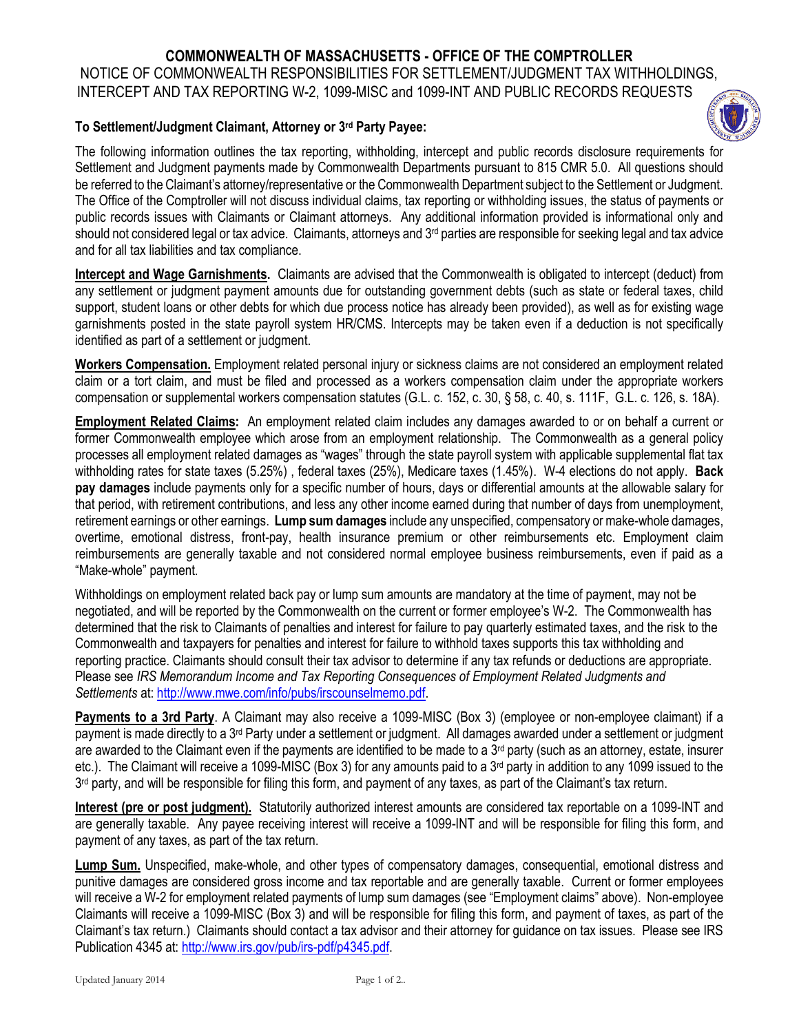# COMMONWEALTH OF MASSACHUSETTS - OFFICE OF THE COMPTROLLER

NOTICE OF COMMONWEALTH RESPONSIBILITIES FOR SETTLEMENT/JUDGMENT TAX WITHHOLDINGS, INTERCEPT AND TAX REPORTING W-2, 1099-MISC and 1099-INT AND PUBLIC RECORDS REQUESTS

**To Settlement/Judgment Claimant, Attorney or 3rd Party Payee:**

The following information outlines the tax reporting, withholding, intercept and public records disclosure requirements for Settlement and Judgment payments made by Commonwealth Departments pursuant to 815 CMR 5.0. All questions should be referred to the Claimant's attorney/representative or the Commonwealth Department subject to the Settlement or Judgment. The Office of the Comptroller will not discuss individual claims, tax reporting or withholding issues, the status of payments or public records issues with Claimants or Claimant attorneys. Any additional information provided is informational only and should not considered legal or tax advice. Claimants, attorneys and 3rd parties are responsible for seeking legal and tax advice and for all tax liabilities and tax compliance.

**Intercept and Wage Garnishments.** Claimants are advised that the Commonwealth is obligated to intercept (deduct) from any settlement or judgment payment amounts due for outstanding government debts (such as state or federal taxes, child support, student loans or other debts for which due process notice has already been provided), as well as for existing wage garnishments posted in the state payroll system HR/CMS. Intercepts may be taken even if a deduction is not specifically identified as part of a settlement or judgment.

**Workers Compensation.** Employment related personal injury or sickness claims are not considered an employment related claim or a tort claim, and must be filed and processed as a workers compensation claim under the appropriate workers compensation or supplemental workers compensation statutes (G.L. c. 152, c. 30, § 58, c. 40, s. 111F, G.L. c. 126, s. 18A).

**Employment Related Claims:** An employment related claim includes any damages awarded to or on behalf a current or former Commonwealth employee which arose from an employment relationship. The Commonwealth as a general policy processes all employment related damages as "wages" through the state payroll system with applicable supplemental flat tax withholding rates for state taxes (5.25%) , federal taxes (25%), Medicare taxes (1.45%). W-4 elections do not apply. **Back pay damages** include payments only for a specific number of hours, days or differential amounts at the allowable salary for that period, with retirement contributions, and less any other income earned during that number of days from unemployment, retirement earnings or other earnings. **Lump sum damages** include any unspecified, compensatory or make-whole damages, overtime, emotional distress, front-pay, health insurance premium or other reimbursements etc. Employment claim reimbursements are generally taxable and not considered normal employee business reimbursements, even if paid as a "Make-whole" payment.

Withholdings on employment related back pay or lump sum amounts are mandatory at the time of payment, may not be negotiated, and will be reported by the Commonwealth on the current or former employee's W-2. The Commonwealth has determined that the risk to Claimants of penalties and interest for failure to pay quarterly estimated taxes, and the risk to the Commonwealth and taxpayers for penalties and interest for failure to withhold taxes supports this tax withholding and reporting practice. Claimants should consult their tax advisor to determine if any tax refunds or deductions are appropriate. Please see *IRS Memorandum Income and Tax Reporting Consequences of Employment Related Judgments and Settlements* at: http://www.mwe.com/info/pubs/irscounselmemo.pdf.

**Payments to a 3rd Party**. A Claimant may also receive a 1099-MISC (Box 3) (employee or non-employee claimant) if a payment is made directly to a 3rd Party under a settlement or judgment. All damages awarded under a settlement or judgment are awarded to the Claimant even if the payments are identified to be made to a 3rd party (such as an attorney, estate, insurer etc.). The Claimant will receive a 1099-MISC (Box 3) for any amounts paid to a 3rd party in addition to any 1099 issued to the 3rd party, and will be responsible for filing this form, and payment of any taxes, as part of the Claimant's tax return.

**Interest (pre or post judgment).** Statutorily authorized interest amounts are considered tax reportable on a 1099-INT and are generally taxable. Any payee receiving interest will receive a 1099-INT and will be responsible for filing this form, and payment of any taxes, as part of the tax return.

**Lump Sum.** Unspecified, make-whole, and other types of compensatory damages, consequential, emotional distress and punitive damages are considered gross income and tax reportable and are generally taxable. Current or former employees will receive a W-2 for employment related payments of lump sum damages (see "Employment claims" above). Non-employee Claimants will receive a 1099-MISC (Box 3) and will be responsible for filing this form, and payment of taxes, as part of the Claimant's tax return.) Claimants should contact a tax advisor and their attorney for guidance on tax issues. Please see IRS Publication 4345 at: http://www.irs.gov/pub/irs-pdf/p4345.pdf.

Updated January 2014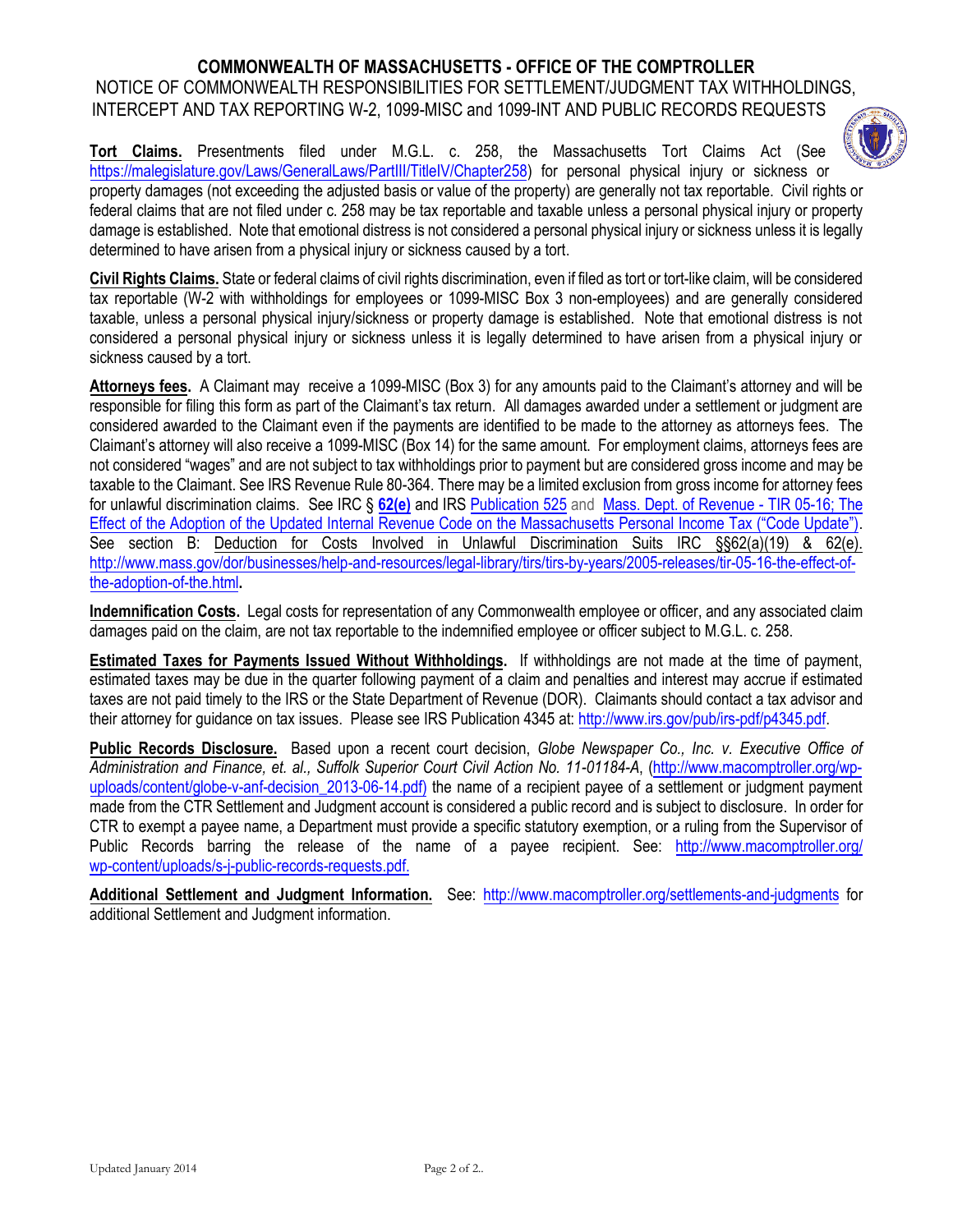# COMMONWEALTH OF MASSACHUSETTS - OFFICE OF THE COMPTROLLER

NOTICE OF COMMONWEALTH RESPONSIBILITIES FOR SETTLEMENT/JUDGMENT TAX WITHHOLDINGS, INTERCEPT AND TAX REPORTING W-2, 1099-MISC and 1099-INT AND PUBLIC RECORDS REQUESTS

**Tort Claims.** Presentments filed under M.G.L. c. 258, the Massachusetts Tort Claims Act (See https://malegislature.gov/Laws/GeneralLaws/PartIII/TitleIV/Chapter258) for personal physical injury or sickness or property damages (not exceeding the adjusted basis or value of the property) are generally not tax reportable. Civil rights or federal claims that are not filed under c. 258 may be tax reportable and taxable unless a personal physical injury or property damage is established. Note that emotional distress is not considered a personal physical injury or sickness unless it is legally determined to have arisen from a physical injury or sickness caused by a tort.

**Civil Rights Claims.** State or federal claims of civil rights discrimination, even if filed as tort or tort-like claim, will be considered tax reportable (W-2 with withholdings for employees or 1099-MISC Box 3 non-employees) and are generally considered taxable, unless a personal physical injury/sickness or property damage is established. Note that emotional distress is not considered a personal physical injury or sickness unless it is legally determined to have arisen from a physical injury or sickness caused by a tort.

**Attorneys fees.** A Claimant may receive a 1099-MISC (Box 3) for any amounts paid to the Claimant's attorney and will be responsible for filing this form as part of the Claimant's tax return. All damages awarded under a settlement or judgment are considered awarded to the Claimant even if the payments are identified to be made to the attorney as attorneys fees. The Claimant's attorney will also receive a 1099-MISC (Box 14) for the same amount. For employment claims, attorneys fees are not considered "wages" and are not subject to tax withholdings prior to payment but are considered gross income and may be taxable to the Claimant. See IRS Revenue Rule 80-364. There may be a limited exclusion from gross income for attorney fees for unlawful discrimination claims. See IRC § **62(e)** and IRS Publication 525 and Mass. Dept. of Revenue - TIR 05-16; The Effect of the Adoption of the Updated Internal Revenue Code on the Massachusetts Personal Income Tax ("Code Update"). See section B: Deduction for Costs Involved in Unlawful Discrimination Suits IRC §§62(a)(19) & 62(e). http://www.mass.gov/dor/businesses/help-and-resources/legal-library/tirs/tirs-by-years/2005-releases/tir-05-16-the-effect-of-the-adoption-of-the.html.

**Indemnification Costs.** Legal costs for representation of any Commonwealth employee or officer, and any associated claim damages paid on the claim, are not tax reportable to the indemnified employee or officer subject to M.G.L. c. 258.

**Estimated Taxes for Payments Issued Without Withholdings.** If withholdings are not made at the time of payment, estimated taxes may be due in the quarter following payment of a claim and penalties and interest may accrue if estimated taxes are not paid timely to the IRS or the State Department of Revenue (DOR). Claimants should contact a tax advisor and their attorney for guidance on tax issues. Please see IRS Publication 4345 at: http://www.irs.gov/pub/irs-pdf/p4345.pdf.

**Public Records Disclosure.** Based upon a recent court decision, *Globe Newspaper Co., Inc. v. Executive Office of Administration and Finance, et. al., Suffolk Superior Court Civil Action No. 11-01184-A*, (http://www.macomptroller.org/wp-uploads/content/globe-v-anf-decision_2013-06-14.pdf) the name of a recipient payee of a settlement or judgment payment made from the CTR Settlement and Judgment account is considered a public record and is subject to disclosure. In order for CTR to exempt a payee name, a Department must provide a specific statutory exemption, or a ruling from the Supervisor of Public Records barring the release of the name of a payee recipient. See: http://www.macomptroller.org/wp-content/uploads/s-j-public-records-requests.pdf.

**Additional Settlement and Judgment Information.** See: http://www.macomptroller.org/settlements-and-judgments for additional Settlement and Judgment information.

Updated January 2014